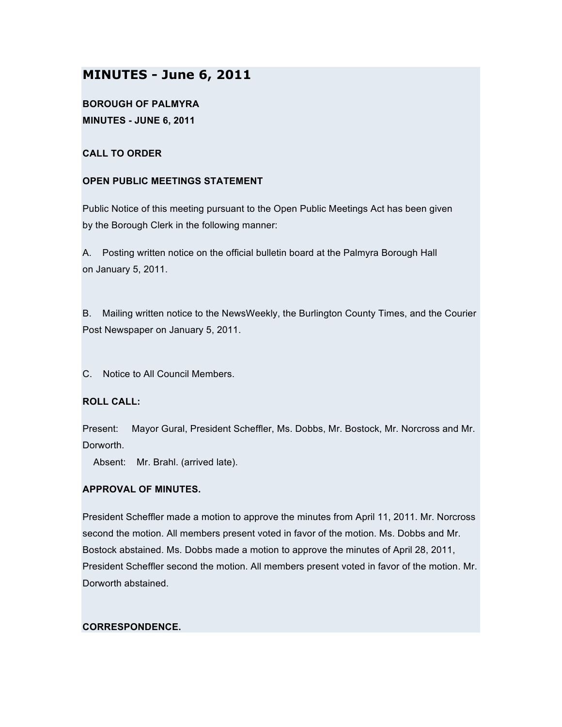# MINUTES - June 6, 2011

**BOROUGH OF PALMYRA**
**MINUTES - JUNE 6, 2011**

**CALL TO ORDER**

**OPEN PUBLIC MEETINGS STATEMENT**

Public Notice of this meeting pursuant to the Open Public Meetings Act has been given by the Borough Clerk in the following manner:

A. Posting written notice on the official bulletin board at the Palmyra Borough Hall on January 5, 2011.

B. Mailing written notice to the NewsWeekly, the Burlington County Times, and the Courier Post Newspaper on January 5, 2011.

C. Notice to All Council Members.

**ROLL CALL:**

Present: Mayor Gural, President Scheffler, Ms. Dobbs, Mr. Bostock, Mr. Norcross and Mr. Dorworth.
Absent: Mr. Brahl. (arrived late).

**APPROVAL OF MINUTES.**

President Scheffler made a motion to approve the minutes from April 11, 2011. Mr. Norcross second the motion. All members present voted in favor of the motion. Ms. Dobbs and Mr. Bostock abstained. Ms. Dobbs made a motion to approve the minutes of April 28, 2011, President Scheffler second the motion. All members present voted in favor of the motion. Mr. Dorworth abstained.

**CORRESPONDENCE.**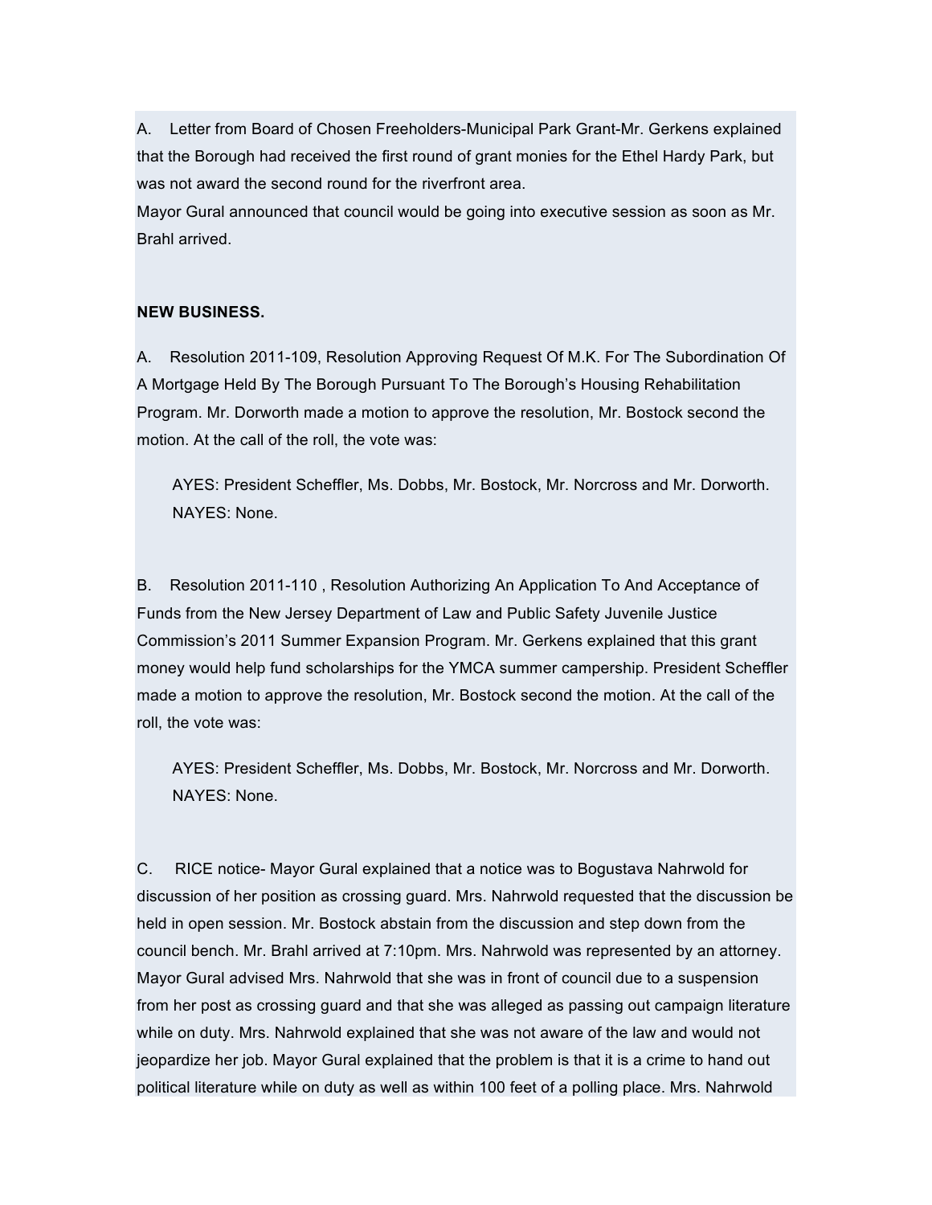A. Letter from Board of Chosen Freeholders-Municipal Park Grant-Mr. Gerkens explained that the Borough had received the first round of grant monies for the Ethel Hardy Park, but was not award the second round for the riverfront area.

Mayor Gural announced that council would be going into executive session as soon as Mr. Brahl arrived.

**NEW BUSINESS.**

A. Resolution 2011-109, Resolution Approving Request Of M.K. For The Subordination Of A Mortgage Held By The Borough Pursuant To The Borough's Housing Rehabilitation Program. Mr. Dorworth made a motion to approve the resolution, Mr. Bostock second the motion. At the call of the roll, the vote was:

AYES: President Scheffler, Ms. Dobbs, Mr. Bostock, Mr. Norcross and Mr. Dorworth.
NAYES: None.

B. Resolution 2011-110 , Resolution Authorizing An Application To And Acceptance of Funds from the New Jersey Department of Law and Public Safety Juvenile Justice Commission's 2011 Summer Expansion Program. Mr. Gerkens explained that this grant money would help fund scholarships for the YMCA summer campership. President Scheffler made a motion to approve the resolution, Mr. Bostock second the motion. At the call of the roll, the vote was:

AYES: President Scheffler, Ms. Dobbs, Mr. Bostock, Mr. Norcross and Mr. Dorworth.
NAYES: None.

C. RICE notice- Mayor Gural explained that a notice was to Bogustava Nahrwold for discussion of her position as crossing guard. Mrs. Nahrwold requested that the discussion be held in open session. Mr. Bostock abstain from the discussion and step down from the council bench. Mr. Brahl arrived at 7:10pm. Mrs. Nahrwold was represented by an attorney. Mayor Gural advised Mrs. Nahrwold that she was in front of council due to a suspension from her post as crossing guard and that she was alleged as passing out campaign literature while on duty. Mrs. Nahrwold explained that she was not aware of the law and would not jeopardize her job. Mayor Gural explained that the problem is that it is a crime to hand out political literature while on duty as well as within 100 feet of a polling place. Mrs. Nahrwold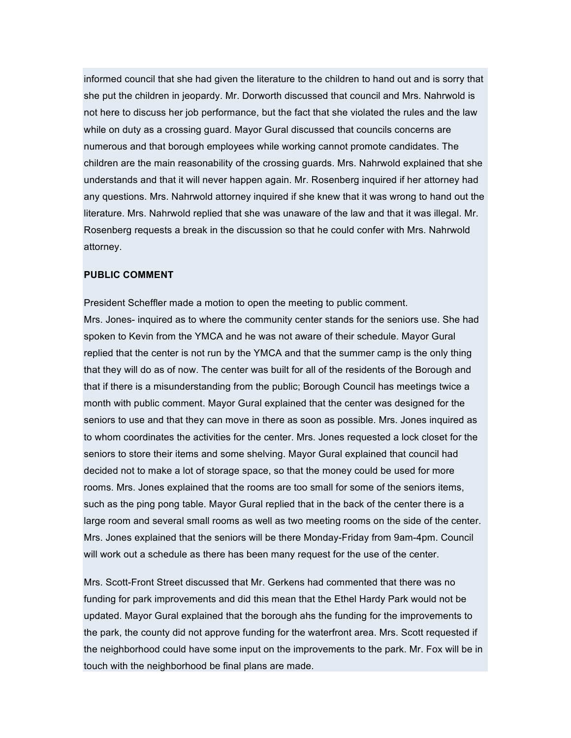informed council that she had given the literature to the children to hand out and is sorry that she put the children in jeopardy. Mr. Dorworth discussed that council and Mrs. Nahrwold is not here to discuss her job performance, but the fact that she violated the rules and the law while on duty as a crossing guard. Mayor Gural discussed that councils concerns are numerous and that borough employees while working cannot promote candidates. The children are the main reasonability of the crossing guards. Mrs. Nahrwold explained that she understands and that it will never happen again. Mr. Rosenberg inquired if her attorney had any questions. Mrs. Nahrwold attorney inquired if she knew that it was wrong to hand out the literature. Mrs. Nahrwold replied that she was unaware of the law and that it was illegal. Mr. Rosenberg requests a break in the discussion so that he could confer with Mrs. Nahrwold attorney.

**PUBLIC COMMENT**

President Scheffler made a motion to open the meeting to public comment.
Mrs. Jones- inquired as to where the community center stands for the seniors use. She had spoken to Kevin from the YMCA and he was not aware of their schedule. Mayor Gural replied that the center is not run by the YMCA and that the summer camp is the only thing that they will do as of now. The center was built for all of the residents of the Borough and that if there is a misunderstanding from the public; Borough Council has meetings twice a month with public comment. Mayor Gural explained that the center was designed for the seniors to use and that they can move in there as soon as possible. Mrs. Jones inquired as to whom coordinates the activities for the center. Mrs. Jones requested a lock closet for the seniors to store their items and some shelving. Mayor Gural explained that council had decided not to make a lot of storage space, so that the money could be used for more rooms. Mrs. Jones explained that the rooms are too small for some of the seniors items, such as the ping pong table. Mayor Gural replied that in the back of the center there is a large room and several small rooms as well as two meeting rooms on the side of the center. Mrs. Jones explained that the seniors will be there Monday-Friday from 9am-4pm. Council will work out a schedule as there has been many request for the use of the center.

Mrs. Scott-Front Street discussed that Mr. Gerkens had commented that there was no funding for park improvements and did this mean that the Ethel Hardy Park would not be updated. Mayor Gural explained that the borough ahs the funding for the improvements to the park, the county did not approve funding for the waterfront area. Mrs. Scott requested if the neighborhood could have some input on the improvements to the park. Mr. Fox will be in touch with the neighborhood be final plans are made.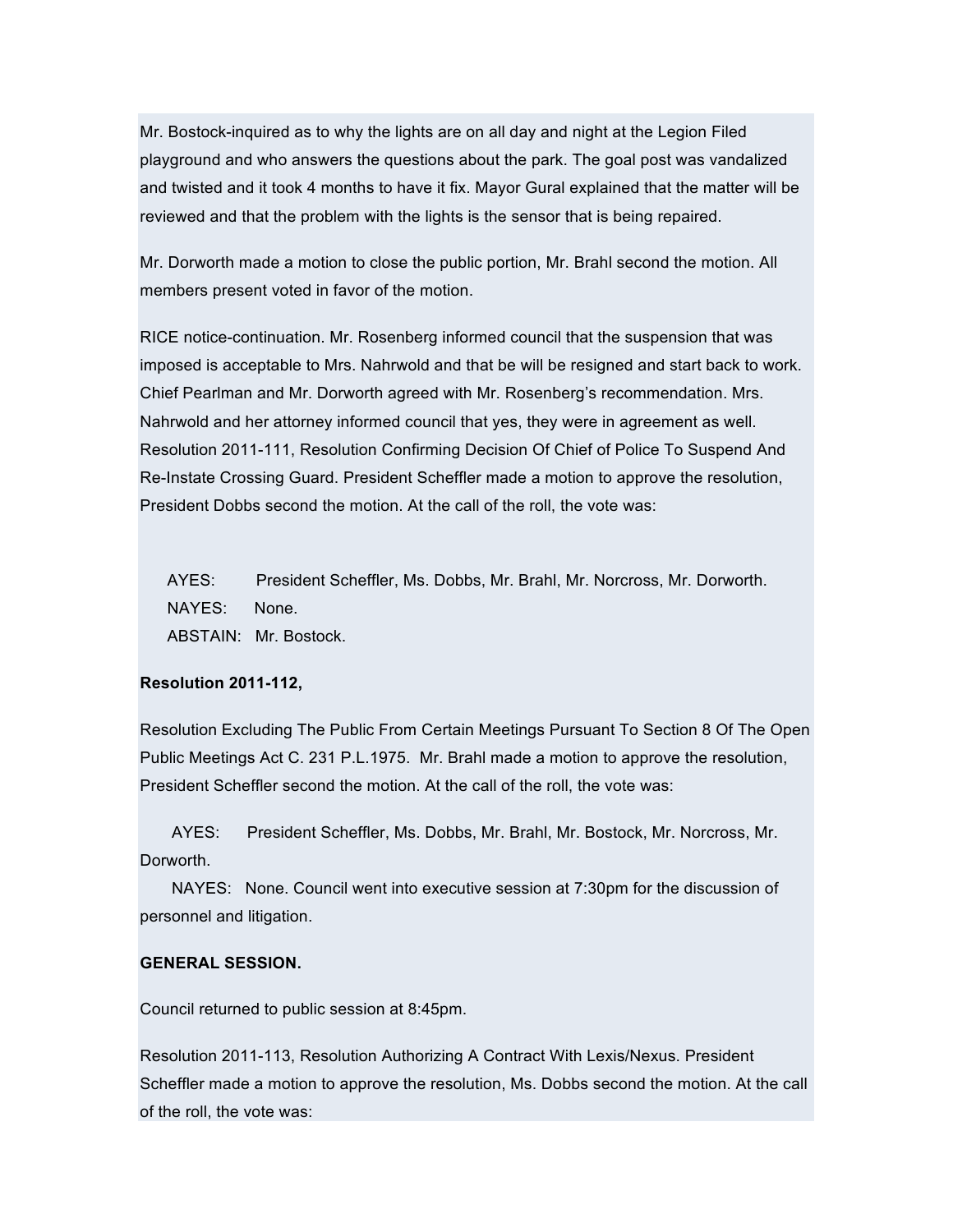Mr. Bostock-inquired as to why the lights are on all day and night at the Legion Filed playground and who answers the questions about the park. The goal post was vandalized and twisted and it took 4 months to have it fix. Mayor Gural explained that the matter will be reviewed and that the problem with the lights is the sensor that is being repaired.

Mr. Dorworth made a motion to close the public portion, Mr. Brahl second the motion. All members present voted in favor of the motion.

RICE notice-continuation. Mr. Rosenberg informed council that the suspension that was imposed is acceptable to Mrs. Nahrwold and that be will be resigned and start back to work. Chief Pearlman and Mr. Dorworth agreed with Mr. Rosenberg's recommendation. Mrs. Nahrwold and her attorney informed council that yes, they were in agreement as well. Resolution 2011-111, Resolution Confirming Decision Of Chief of Police To Suspend And Re-Instate Crossing Guard. President Scheffler made a motion to approve the resolution, President Dobbs second the motion. At the call of the roll, the vote was:

AYES: President Scheffler, Ms. Dobbs, Mr. Brahl, Mr. Norcross, Mr. Dorworth.
NAYES: None.
ABSTAIN: Mr. Bostock.

**Resolution 2011-112,**

Resolution Excluding The Public From Certain Meetings Pursuant To Section 8 Of The Open Public Meetings Act C. 231 P.L.1975. Mr. Brahl made a motion to approve the resolution, President Scheffler second the motion. At the call of the roll, the vote was:

AYES: President Scheffler, Ms. Dobbs, Mr. Brahl, Mr. Bostock, Mr. Norcross, Mr. Dorworth.
NAYES: None. Council went into executive session at 7:30pm for the discussion of personnel and litigation.

**GENERAL SESSION.**

Council returned to public session at 8:45pm.

Resolution 2011-113, Resolution Authorizing A Contract With Lexis/Nexus. President Scheffler made a motion to approve the resolution, Ms. Dobbs second the motion. At the call of the roll, the vote was: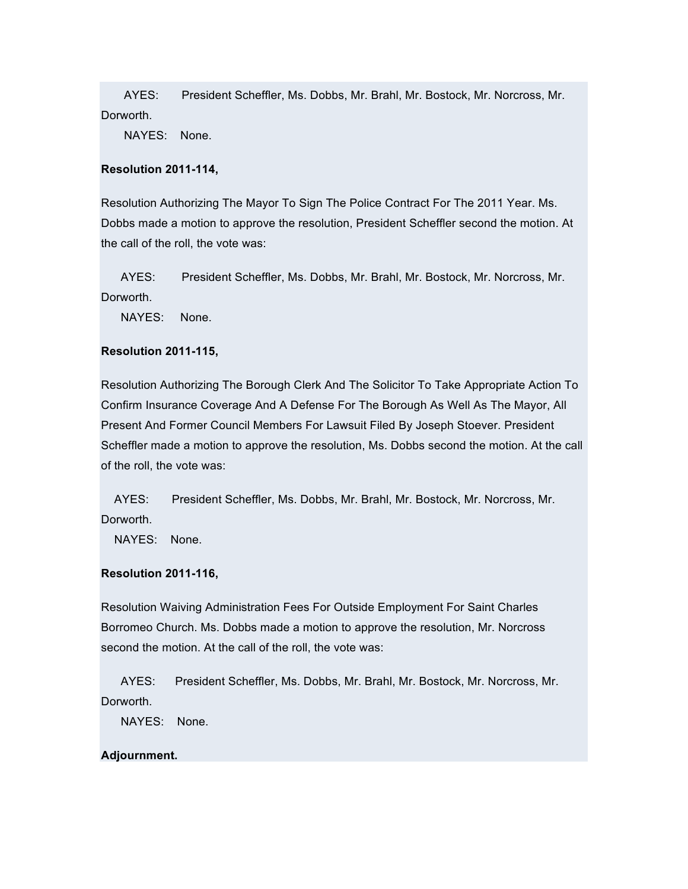AYES: President Scheffler, Ms. Dobbs, Mr. Brahl, Mr. Bostock, Mr. Norcross, Mr. Dorworth.

NAYES: None.

**Resolution 2011-114,**

Resolution Authorizing The Mayor To Sign The Police Contract For The 2011 Year. Ms. Dobbs made a motion to approve the resolution, President Scheffler second the motion. At the call of the roll, the vote was:

AYES: President Scheffler, Ms. Dobbs, Mr. Brahl, Mr. Bostock, Mr. Norcross, Mr. Dorworth.

NAYES: None.

**Resolution 2011-115,**

Resolution Authorizing The Borough Clerk And The Solicitor To Take Appropriate Action To Confirm Insurance Coverage And A Defense For The Borough As Well As The Mayor, All Present And Former Council Members For Lawsuit Filed By Joseph Stoever. President Scheffler made a motion to approve the resolution, Ms. Dobbs second the motion. At the call of the roll, the vote was:

AYES: President Scheffler, Ms. Dobbs, Mr. Brahl, Mr. Bostock, Mr. Norcross, Mr. Dorworth.

NAYES: None.

**Resolution 2011-116,**

Resolution Waiving Administration Fees For Outside Employment For Saint Charles Borromeo Church. Ms. Dobbs made a motion to approve the resolution, Mr. Norcross second the motion. At the call of the roll, the vote was:

AYES: President Scheffler, Ms. Dobbs, Mr. Brahl, Mr. Bostock, Mr. Norcross, Mr. Dorworth.

NAYES: None.

**Adjournment.**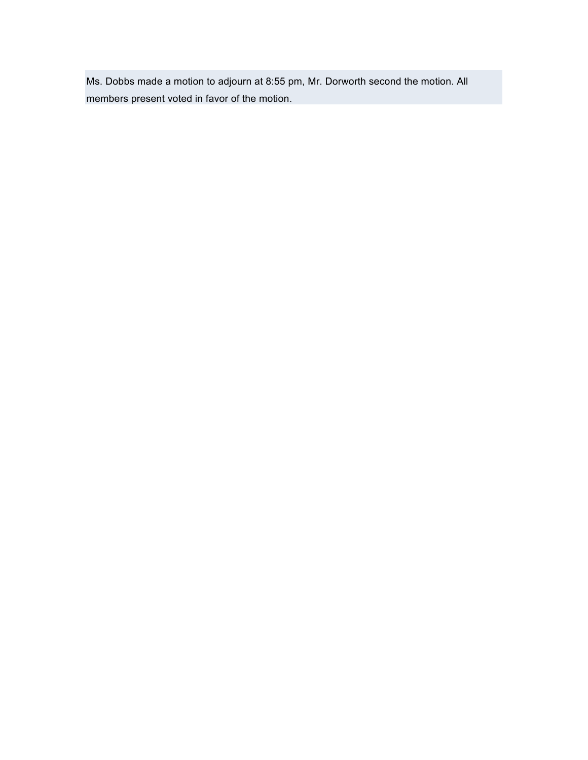Ms. Dobbs made a motion to adjourn at 8:55 pm, Mr. Dorworth second the motion. All members present voted in favor of the motion.